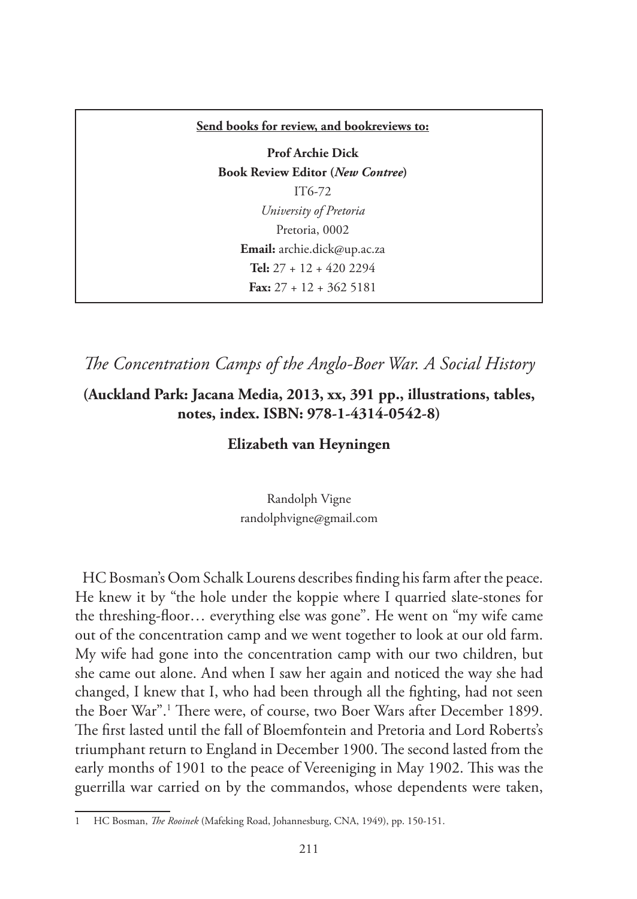**Send books for review, and bookreviews to:**

**Prof Archie Dick**
**Book Review Editor (*New Contree*)**
IT6-72
*University of Pretoria*
Pretoria, 0002
**Email:** archie.dick@up.ac.za
**Tel:** 27 + 12 + 420 2294
**Fax:** 27 + 12 + 362 5181

## *The Concentration Camps of the Anglo-Boer War. A Social History*

**(Auckland Park: Jacana Media, 2013, xx, 391 pp., illustrations, tables, notes, index. ISBN: 978-1-4314-0542-8)**

**Elizabeth van Heyningen**

Randolph Vigne
randolphvigne@gmail.com

HC Bosman's Oom Schalk Lourens describes finding his farm after the peace. He knew it by "the hole under the koppie where I quarried slate-stones for the threshing-floor… everything else was gone". He went on "my wife came out of the concentration camp and we went together to look at our old farm. My wife had gone into the concentration camp with our two children, but she came out alone. And when I saw her again and noticed the way she had changed, I knew that I, who had been through all the fighting, had not seen the Boer War".[1] There were, of course, two Boer Wars after December 1899. The first lasted until the fall of Bloemfontein and Pretoria and Lord Roberts's triumphant return to England in December 1900. The second lasted from the early months of 1901 to the peace of Vereeniging in May 1902. This was the guerrilla war carried on by the commandos, whose dependents were taken,

1 HC Bosman, *The Rooinek* (Mafeking Road, Johannesburg, CNA, 1949), pp. 150-151.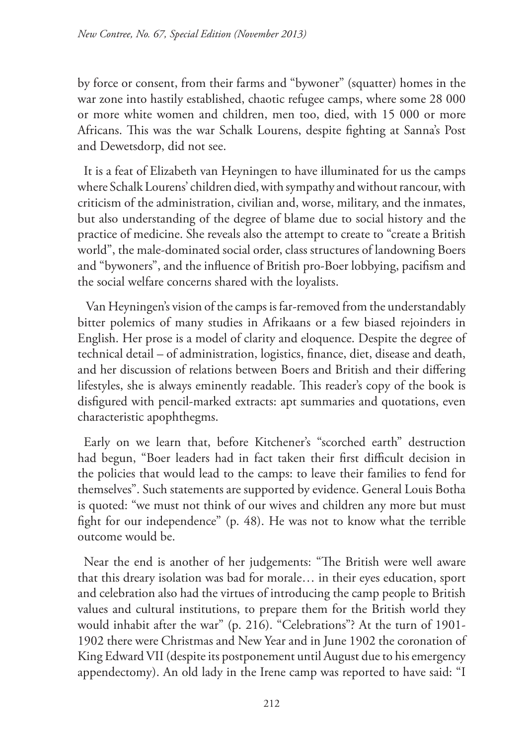by force or consent, from their farms and "bywoner" (squatter) homes in the war zone into hastily established, chaotic refugee camps, where some 28 000 or more white women and children, men too, died, with 15 000 or more Africans. This was the war Schalk Lourens, despite fighting at Sanna's Post and Dewetsdorp, did not see.

It is a feat of Elizabeth van Heyningen to have illuminated for us the camps where Schalk Lourens' children died, with sympathy and without rancour, with criticism of the administration, civilian and, worse, military, and the inmates, but also understanding of the degree of blame due to social history and the practice of medicine. She reveals also the attempt to create to "create a British world", the male-dominated social order, class structures of landowning Boers and "bywoners", and the influence of British pro-Boer lobbying, pacifism and the social welfare concerns shared with the loyalists.

Van Heyningen's vision of the camps is far-removed from the understandably bitter polemics of many studies in Afrikaans or a few biased rejoinders in English. Her prose is a model of clarity and eloquence. Despite the degree of technical detail – of administration, logistics, finance, diet, disease and death, and her discussion of relations between Boers and British and their differing lifestyles, she is always eminently readable. This reader's copy of the book is disfigured with pencil-marked extracts: apt summaries and quotations, even characteristic apophthegms.

Early on we learn that, before Kitchener's "scorched earth" destruction had begun, "Boer leaders had in fact taken their first difficult decision in the policies that would lead to the camps: to leave their families to fend for themselves". Such statements are supported by evidence. General Louis Botha is quoted: "we must not think of our wives and children any more but must fight for our independence" (p. 48). He was not to know what the terrible outcome would be.

Near the end is another of her judgements: "The British were well aware that this dreary isolation was bad for morale… in their eyes education, sport and celebration also had the virtues of introducing the camp people to British values and cultural institutions, to prepare them for the British world they would inhabit after the war" (p. 216). "Celebrations"? At the turn of 1901-1902 there were Christmas and New Year and in June 1902 the coronation of King Edward VII (despite its postponement until August due to his emergency appendectomy). An old lady in the Irene camp was reported to have said: "I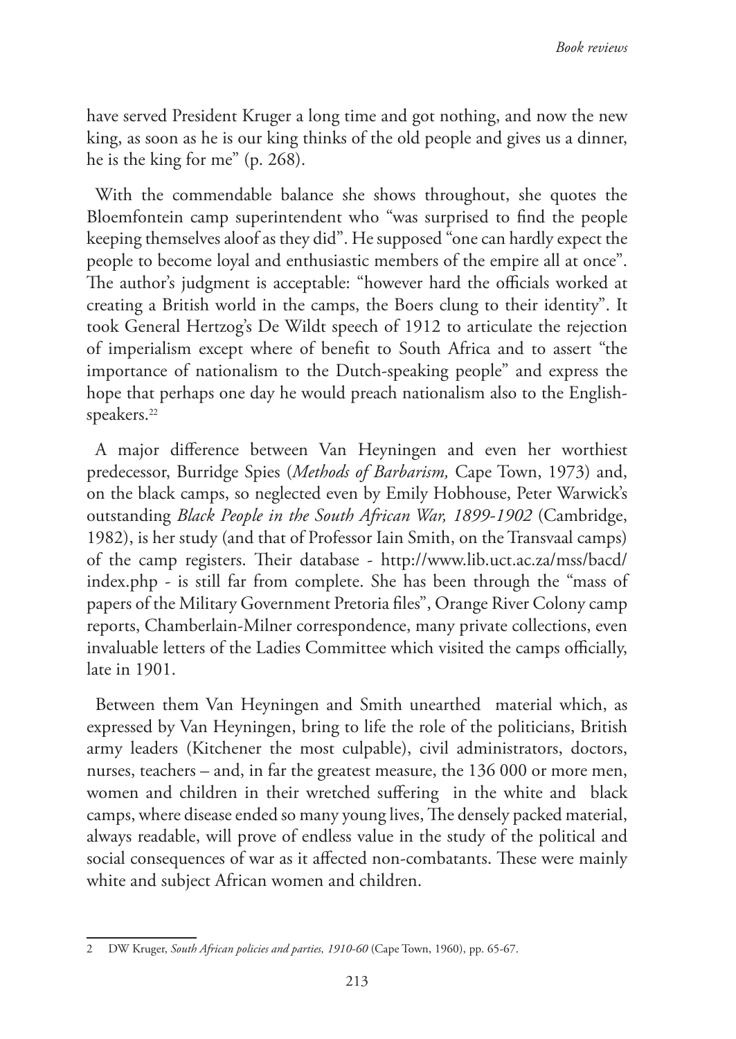have served President Kruger a long time and got nothing, and now the new king, as soon as he is our king thinks of the old people and gives us a dinner, he is the king for me" (p. 268).

With the commendable balance she shows throughout, she quotes the Bloemfontein camp superintendent who "was surprised to find the people keeping themselves aloof as they did". He supposed "one can hardly expect the people to become loyal and enthusiastic members of the empire all at once". The author's judgment is acceptable: "however hard the officials worked at creating a British world in the camps, the Boers clung to their identity". It took General Hertzog's De Wildt speech of 1912 to articulate the rejection of imperialism except where of benefit to South Africa and to assert "the importance of nationalism to the Dutch-speaking people" and express the hope that perhaps one day he would preach nationalism also to the English-speakers.[22]

A major difference between Van Heyningen and even her worthiest predecessor, Burridge Spies (*Methods of Barbarism,* Cape Town, 1973) and, on the black camps, so neglected even by Emily Hobhouse, Peter Warwick's outstanding *Black People in the South African War, 1899-1902* (Cambridge, 1982), is her study (and that of Professor Iain Smith, on the Transvaal camps) of the camp registers. Their database - http://www.lib.uct.ac.za/mss/bacd/index.php - is still far from complete. She has been through the "mass of papers of the Military Government Pretoria files", Orange River Colony camp reports, Chamberlain-Milner correspondence, many private collections, even invaluable letters of the Ladies Committee which visited the camps officially, late in 1901.

Between them Van Heyningen and Smith unearthed material which, as expressed by Van Heyningen, bring to life the role of the politicians, British army leaders (Kitchener the most culpable), civil administrators, doctors, nurses, teachers – and, in far the greatest measure, the 136 000 or more men, women and children in their wretched suffering in the white and black camps, where disease ended so many young lives, The densely packed material, always readable, will prove of endless value in the study of the political and social consequences of war as it affected non-combatants. These were mainly white and subject African women and children.

---

2 DW Kruger, *South African policies and parties, 1910-60* (Cape Town, 1960), pp. 65-67.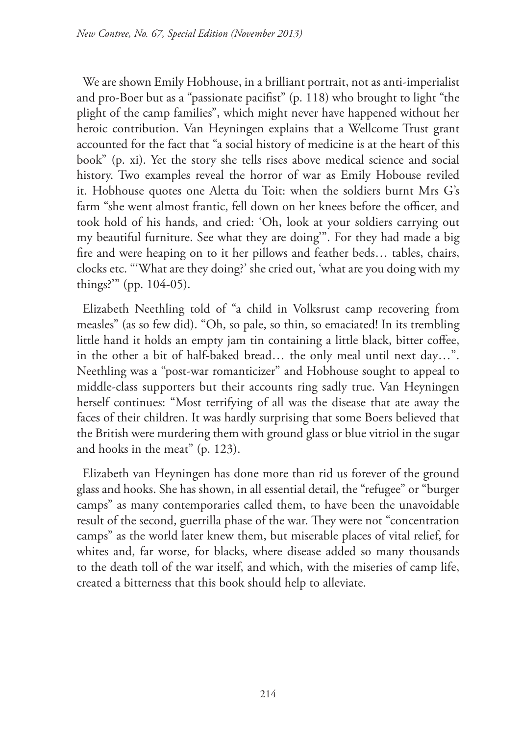We are shown Emily Hobhouse, in a brilliant portrait, not as anti-imperialist and pro-Boer but as a "passionate pacifist" (p. 118) who brought to light "the plight of the camp families", which might never have happened without her heroic contribution. Van Heyningen explains that a Wellcome Trust grant accounted for the fact that "a social history of medicine is at the heart of this book" (p. xi). Yet the story she tells rises above medical science and social history. Two examples reveal the horror of war as Emily Hobouse reviled it. Hobhouse quotes one Aletta du Toit: when the soldiers burnt Mrs G's farm "she went almost frantic, fell down on her knees before the officer, and took hold of his hands, and cried: 'Oh, look at your soldiers carrying out my beautiful furniture. See what they are doing'". For they had made a big fire and were heaping on to it her pillows and feather beds… tables, chairs, clocks etc. "'What are they doing?' she cried out, 'what are you doing with my things?'" (pp. 104-05).

Elizabeth Neethling told of "a child in Volksrust camp recovering from measles" (as so few did). "Oh, so pale, so thin, so emaciated! In its trembling little hand it holds an empty jam tin containing a little black, bitter coffee, in the other a bit of half-baked bread… the only meal until next day…". Neethling was a "post-war romanticizer" and Hobhouse sought to appeal to middle-class supporters but their accounts ring sadly true. Van Heyningen herself continues: "Most terrifying of all was the disease that ate away the faces of their children. It was hardly surprising that some Boers believed that the British were murdering them with ground glass or blue vitriol in the sugar and hooks in the meat" (p. 123).

Elizabeth van Heyningen has done more than rid us forever of the ground glass and hooks. She has shown, in all essential detail, the "refugee" or "burger camps" as many contemporaries called them, to have been the unavoidable result of the second, guerrilla phase of the war. They were not "concentration camps" as the world later knew them, but miserable places of vital relief, for whites and, far worse, for blacks, where disease added so many thousands to the death toll of the war itself, and which, with the miseries of camp life, created a bitterness that this book should help to alleviate.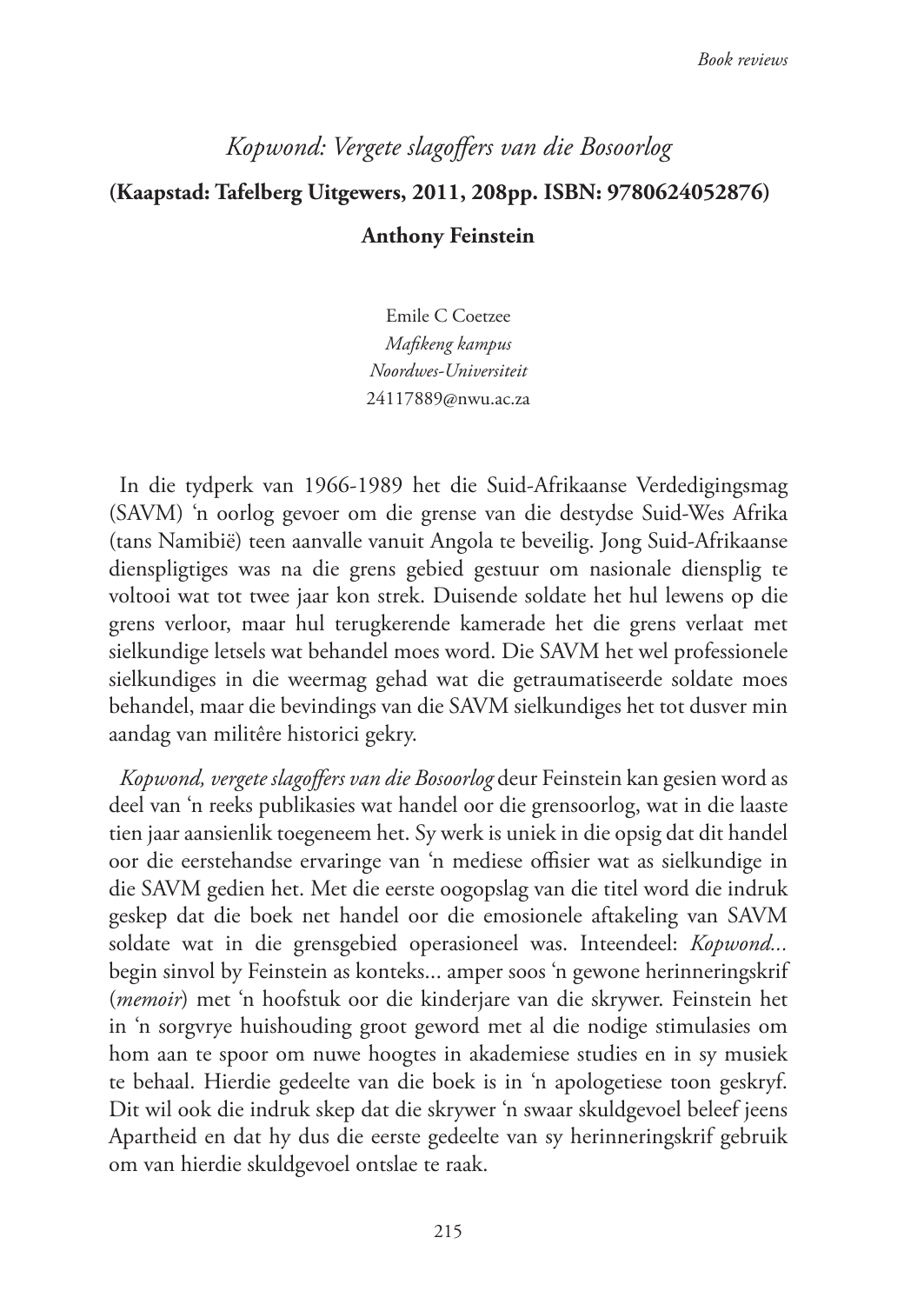# *Kopwond: Vergete slagoffers van die Bosoorlog*

**(Kaapstad: Tafelberg Uitgewers, 2011, 208pp. ISBN: 9780624052876)**

**Anthony Feinstein**

Emile C Coetzee
*Mafikeng kampus*
*Noordwes-Universiteit*
24117889@nwu.ac.za

In die tydperk van 1966-1989 het die Suid-Afrikaanse Verdedigingsmag (SAVM) 'n oorlog gevoer om die grense van die destydse Suid-Wes Afrika (tans Namibië) teen aanvalle vanuit Angola te beveilig. Jong Suid-Afrikaanse dienspligtiges was na die grens gebied gestuur om nasionale diensplig te voltooi wat tot twee jaar kon strek. Duisende soldate het hul lewens op die grens verloor, maar hul terugkerende kamerade het die grens verlaat met sielkundige letsels wat behandel moes word. Die SAVM het wel professionele sielkundiges in die weermag gehad wat die getraumatiseerde soldate moes behandel, maar die bevindings van die SAVM sielkundiges het tot dusver min aandag van militêre historici gekry.

*Kopwond, vergete slagoffers van die Bosoorlog* deur Feinstein kan gesien word as deel van 'n reeks publikasies wat handel oor die grensoorlog, wat in die laaste tien jaar aansienlik toegeneem het. Sy werk is uniek in die opsig dat dit handel oor die eerstehandse ervaringe van 'n mediese offisier wat as sielkundige in die SAVM gedien het. Met die eerste oogopslag van die titel word die indruk geskep dat die boek net handel oor die emosionele aftakeling van SAVM soldate wat in die grensgebied operasioneel was. Inteendeel: *Kopwond...* begin sinvol by Feinstein as konteks... amper soos 'n gewone herinneringskrif (*memoir*) met 'n hoofstuk oor die kinderjare van die skrywer. Feinstein het in 'n sorgvrye huishouding groot geword met al die nodige stimulasies om hom aan te spoor om nuwe hoogtes in akademiese studies en in sy musiek te behaal. Hierdie gedeelte van die boek is in 'n apologetiese toon geskryf. Dit wil ook die indruk skep dat die skrywer 'n swaar skuldgevoel beleef jeens Apartheid en dat hy dus die eerste gedeelte van sy herinneringskrif gebruik om van hierdie skuldgevoel ontslae te raak.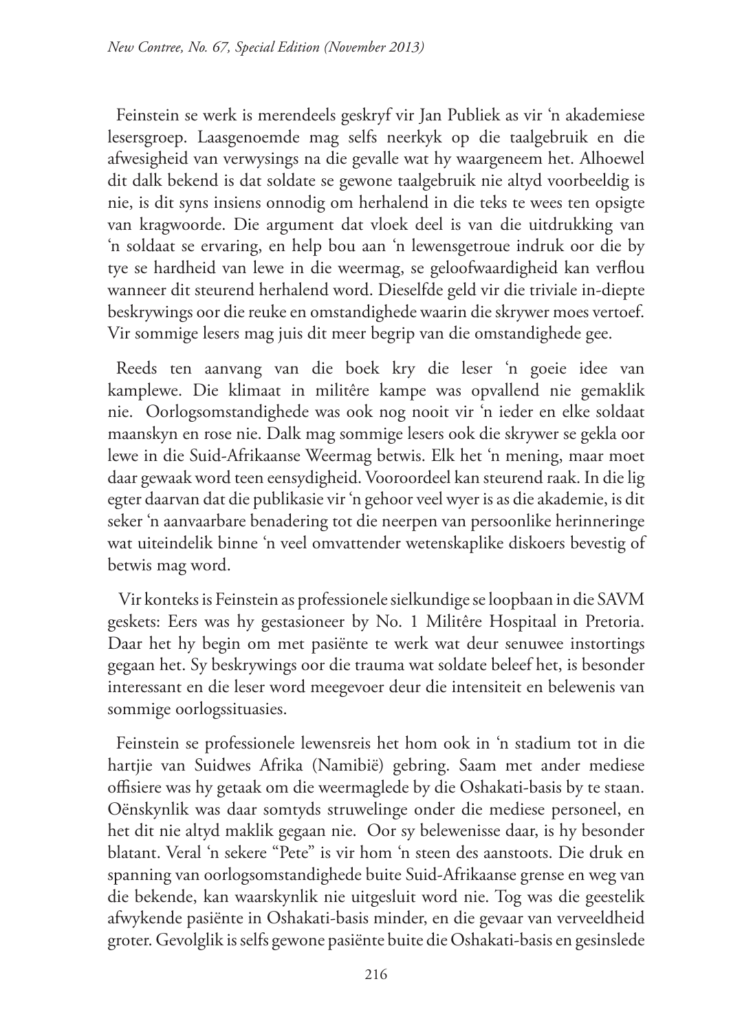Feinstein se werk is merendeels geskryf vir Jan Publiek as vir 'n akademiese lesersgroep. Laasgenoemde mag selfs neerkyk op die taalgebruik en die afwesigheid van verwysings na die gevalle wat hy waargeneem het. Alhoewel dit dalk bekend is dat soldate se gewone taalgebruik nie altyd voorbeeldig is nie, is dit syns insiens onnodig om herhalend in die teks te wees ten opsigte van kragwoorde. Die argument dat vloek deel is van die uitdrukking van 'n soldaat se ervaring, en help bou aan 'n lewensgetroue indruk oor die by tye se hardheid van lewe in die weermag, se geloofwaardigheid kan verflou wanneer dit steurend herhalend word. Dieselfde geld vir die triviale in-diepte beskrywings oor die reuke en omstandighede waarin die skrywer moes vertoef. Vir sommige lesers mag juis dit meer begrip van die omstandighede gee.

Reeds ten aanvang van die boek kry die leser 'n goeie idee van kamplewe. Die klimaat in militêre kampe was opvallend nie gemaklik nie. Oorlogsomstandighede was ook nog nooit vir 'n ieder en elke soldaat maanskyn en rose nie. Dalk mag sommige lesers ook die skrywer se gekla oor lewe in die Suid-Afrikaanse Weermag betwis. Elk het 'n mening, maar moet daar gewaak word teen eensydigheid. Vooroordeel kan steurend raak. In die lig egter daarvan dat die publikasie vir 'n gehoor veel wyer is as die akademie, is dit seker 'n aanvaarbare benadering tot die neerpen van persoonlike herinneringe wat uiteindelik binne 'n veel omvattender wetenskaplike diskoers bevestig of betwis mag word.

Vir konteks is Feinstein as professionele sielkundige se loopbaan in die SAVM geskets: Eers was hy gestasioneer by No. 1 Militêre Hospitaal in Pretoria. Daar het hy begin om met pasiënte te werk wat deur senuwee instortings gegaan het. Sy beskrywings oor die trauma wat soldate beleef het, is besonder interessant en die leser word meegevoer deur die intensiteit en belewenis van sommige oorlogssituasies.

Feinstein se professionele lewensreis het hom ook in 'n stadium tot in die hartjie van Suidwes Afrika (Namibië) gebring. Saam met ander mediese offisiere was hy getaak om die weermaglede by die Oshakati-basis by te staan. Oënskynlik was daar somtyds struwelinge onder die mediese personeel, en het dit nie altyd maklik gegaan nie. Oor sy belewenisse daar, is hy besonder blatant. Veral 'n sekere "Pete" is vir hom 'n steen des aanstoots. Die druk en spanning van oorlogsomstandighede buite Suid-Afrikaanse grense en weg van die bekende, kan waarskynlik nie uitgesluit word nie. Tog was die geestelik afwykende pasiënte in Oshakati-basis minder, en die gevaar van verveeldheid groter. Gevolglik is selfs gewone pasiënte buite die Oshakati-basis en gesinslede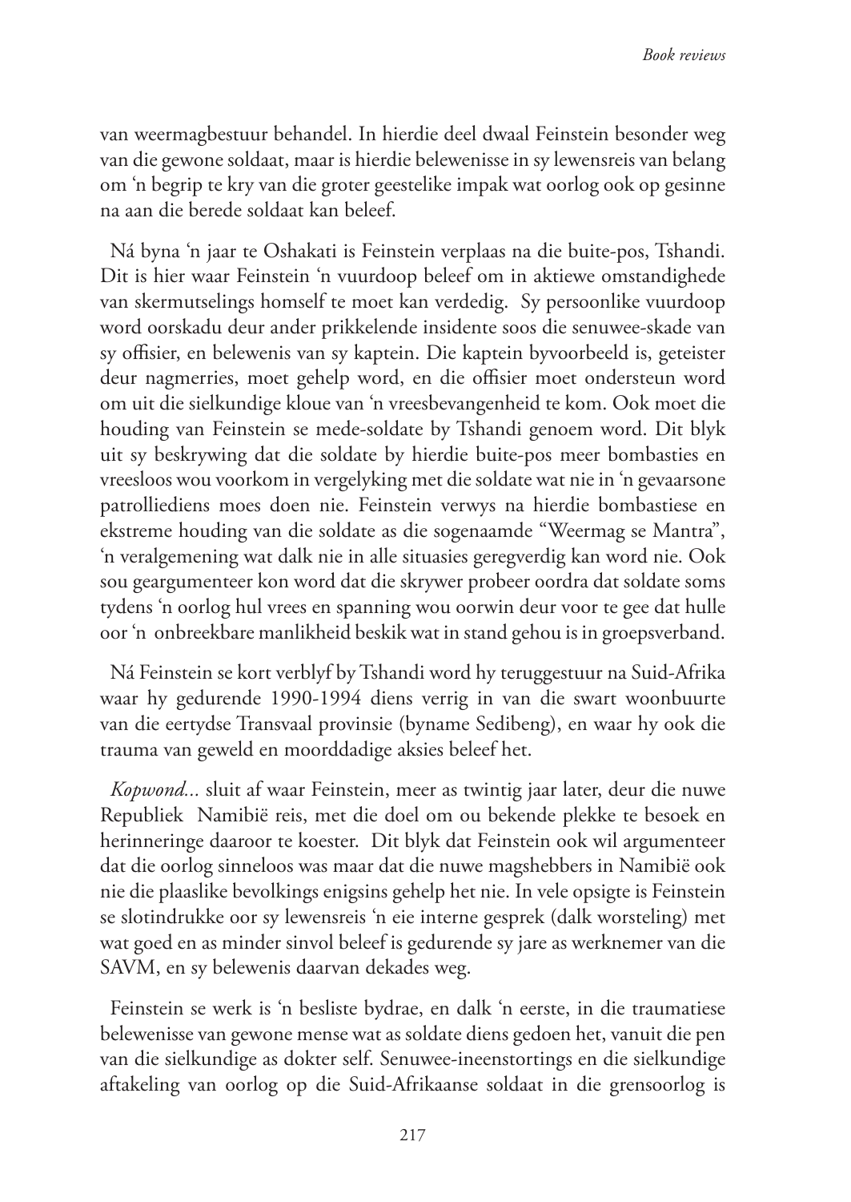van weermagbestuur behandel. In hierdie deel dwaal Feinstein besonder weg van die gewone soldaat, maar is hierdie belewenisse in sy lewensreis van belang om 'n begrip te kry van die groter geestelike impak wat oorlog ook op gesinne na aan die berede soldaat kan beleef.

Ná byna 'n jaar te Oshakati is Feinstein verplaas na die buite-pos, Tshandi. Dit is hier waar Feinstein 'n vuurdoop beleef om in aktiewe omstandighede van skermutselings homself te moet kan verdedig. Sy persoonlike vuurdoop word oorskadu deur ander prikkelende insidente soos die senuwee-skade van sy offisier, en belewenis van sy kaptein. Die kaptein byvoorbeeld is, geteister deur nagmerries, moet gehelp word, en die offisier moet ondersteun word om uit die sielkundige kloue van 'n vreesbevangenheid te kom. Ook moet die houding van Feinstein se mede-soldate by Tshandi genoem word. Dit blyk uit sy beskrywing dat die soldate by hierdie buite-pos meer bombasties en vreesloos wou voorkom in vergelyking met die soldate wat nie in 'n gevaarsone patrolliediens moes doen nie. Feinstein verwys na hierdie bombastiese en ekstreme houding van die soldate as die sogenaamde "Weermag se Mantra", 'n veralgemening wat dalk nie in alle situasies geregverdig kan word nie. Ook sou geargumenteer kon word dat die skrywer probeer oordra dat soldate soms tydens 'n oorlog hul vrees en spanning wou oorwin deur voor te gee dat hulle oor 'n onbreekbare manlikheid beskik wat in stand gehou is in groepsverband.

Ná Feinstein se kort verblyf by Tshandi word hy teruggestuur na Suid-Afrika waar hy gedurende 1990-1994 diens verrig in van die swart woonbuurte van die eertydse Transvaal provinsie (byname Sedibeng), en waar hy ook die trauma van geweld en moorddadige aksies beleef het.

*Kopwond...* sluit af waar Feinstein, meer as twintig jaar later, deur die nuwe Republiek Namibië reis, met die doel om ou bekende plekke te besoek en herinneringe daaroor te koester. Dit blyk dat Feinstein ook wil argumenteer dat die oorlog sinneloos was maar dat die nuwe magshebbers in Namibië ook nie die plaaslike bevolkings enigsins gehelp het nie. In vele opsigte is Feinstein se slotindrukke oor sy lewensreis 'n eie interne gesprek (dalk worsteling) met wat goed en as minder sinvol beleef is gedurende sy jare as werknemer van die SAVM, en sy belewenis daarvan dekades weg.

Feinstein se werk is 'n besliste bydrae, en dalk 'n eerste, in die traumatiese belewenisse van gewone mense wat as soldate diens gedoen het, vanuit die pen van die sielkundige as dokter self. Senuwee-ineenstortings en die sielkundige aftakeling van oorlog op die Suid-Afrikaanse soldaat in die grensoorlog is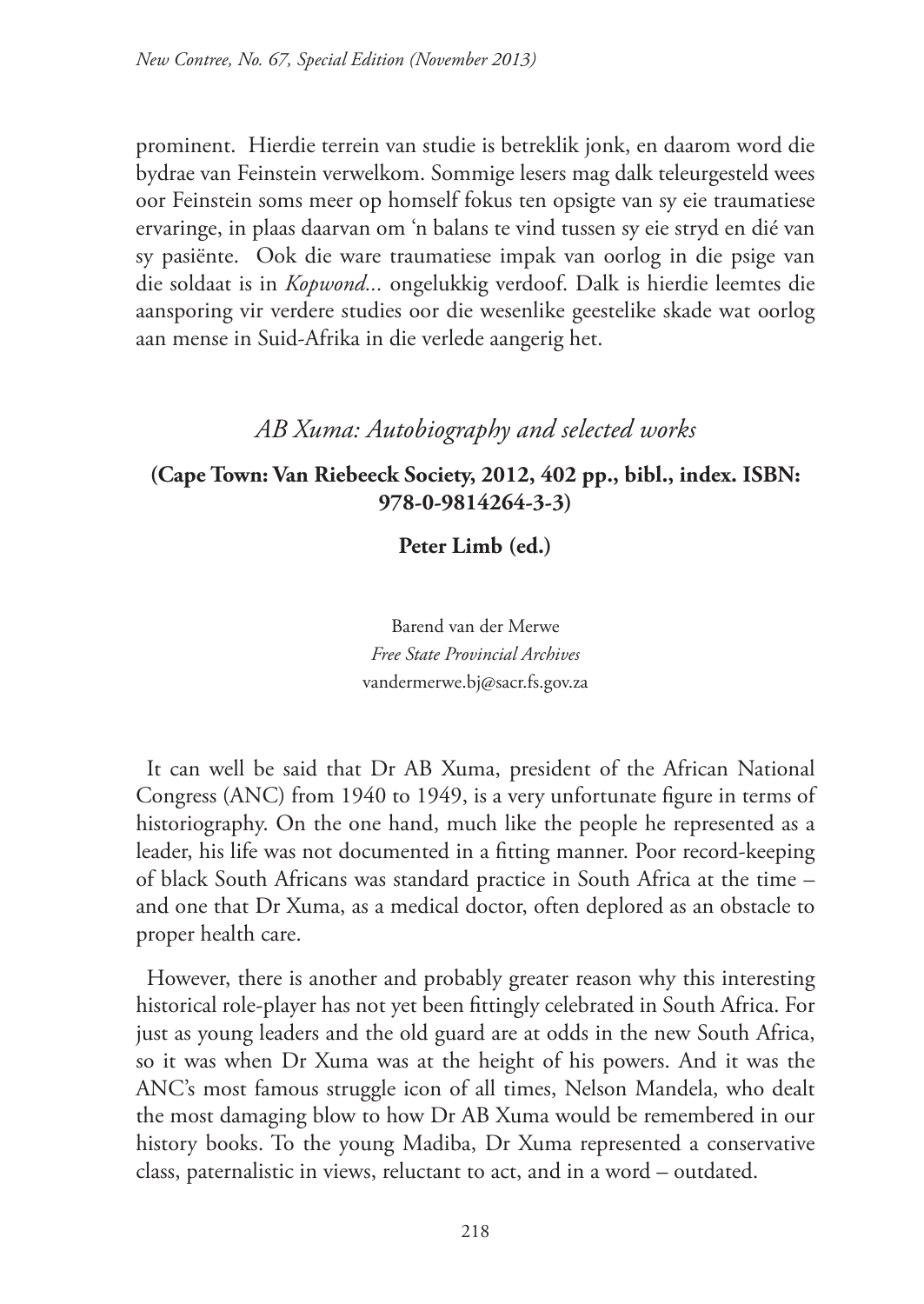prominent. Hierdie terrein van studie is betreklik jonk, en daarom word die bydrae van Feinstein verwelkom. Sommige lesers mag dalk teleurgesteld wees oor Feinstein soms meer op homself fokus ten opsigte van sy eie traumatiese ervaringe, in plaas daarvan om 'n balans te vind tussen sy eie stryd en dié van sy pasiënte. Ook die ware traumatiese impak van oorlog in die psige van die soldaat is in *Kopwond...* ongelukkig verdoof. Dalk is hierdie leemtes die aansporing vir verdere studies oor die wesenlike geestelike skade wat oorlog aan mense in Suid-Afrika in die verlede aangerig het.

## *AB Xuma: Autobiography and selected works*

**(Cape Town: Van Riebeeck Society, 2012, 402 pp., bibl., index. ISBN: 978-0-9814264-3-3)**

**Peter Limb (ed.)**

Barend van der Merwe
*Free State Provincial Archives*
vandermerwe.bj@sacr.fs.gov.za

It can well be said that Dr AB Xuma, president of the African National Congress (ANC) from 1940 to 1949, is a very unfortunate figure in terms of historiography. On the one hand, much like the people he represented as a leader, his life was not documented in a fitting manner. Poor record-keeping of black South Africans was standard practice in South Africa at the time – and one that Dr Xuma, as a medical doctor, often deplored as an obstacle to proper health care.

However, there is another and probably greater reason why this interesting historical role-player has not yet been fittingly celebrated in South Africa. For just as young leaders and the old guard are at odds in the new South Africa, so it was when Dr Xuma was at the height of his powers. And it was the ANC's most famous struggle icon of all times, Nelson Mandela, who dealt the most damaging blow to how Dr AB Xuma would be remembered in our history books. To the young Madiba, Dr Xuma represented a conservative class, paternalistic in views, reluctant to act, and in a word – outdated.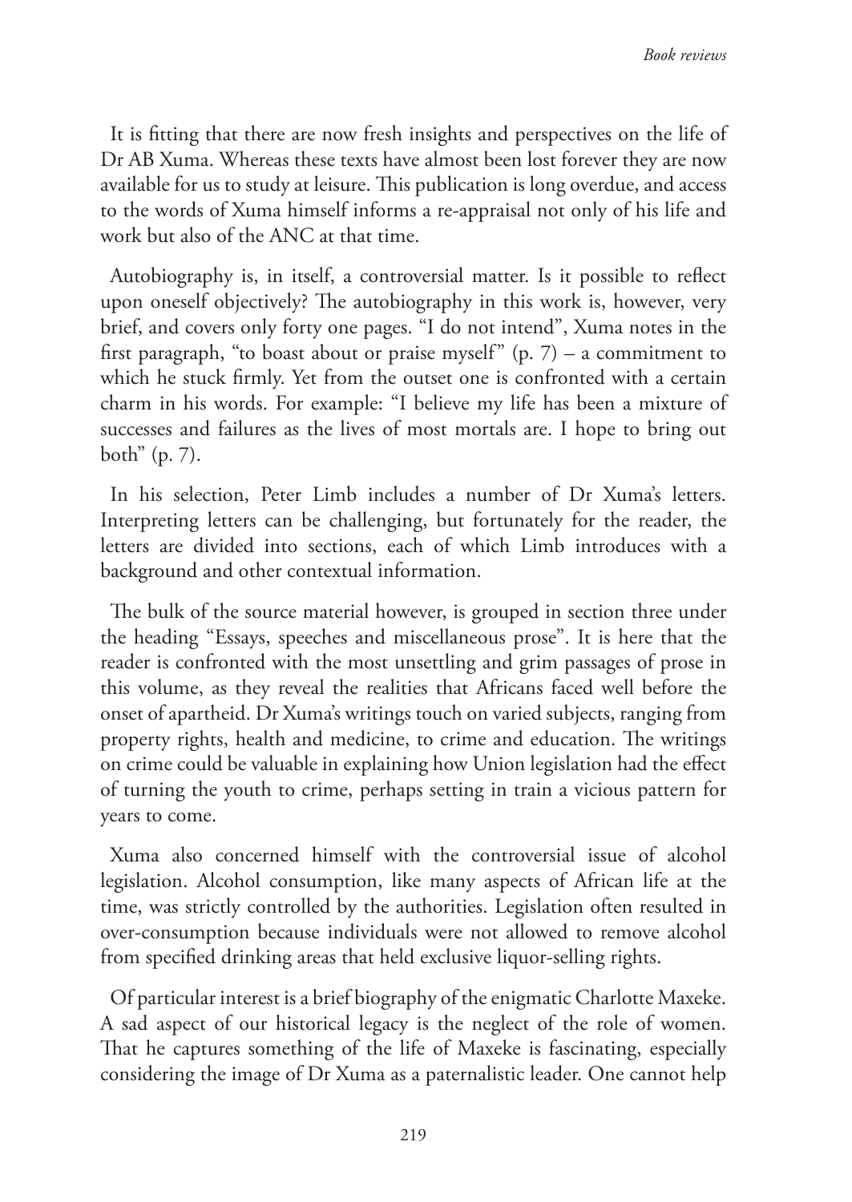It is fitting that there are now fresh insights and perspectives on the life of Dr AB Xuma. Whereas these texts have almost been lost forever they are now available for us to study at leisure. This publication is long overdue, and access to the words of Xuma himself informs a re-appraisal not only of his life and work but also of the ANC at that time.

Autobiography is, in itself, a controversial matter. Is it possible to reflect upon oneself objectively? The autobiography in this work is, however, very brief, and covers only forty one pages. "I do not intend", Xuma notes in the first paragraph, "to boast about or praise myself" (p. 7) – a commitment to which he stuck firmly. Yet from the outset one is confronted with a certain charm in his words. For example: "I believe my life has been a mixture of successes and failures as the lives of most mortals are. I hope to bring out both" (p. 7).

In his selection, Peter Limb includes a number of Dr Xuma's letters. Interpreting letters can be challenging, but fortunately for the reader, the letters are divided into sections, each of which Limb introduces with a background and other contextual information.

The bulk of the source material however, is grouped in section three under the heading "Essays, speeches and miscellaneous prose". It is here that the reader is confronted with the most unsettling and grim passages of prose in this volume, as they reveal the realities that Africans faced well before the onset of apartheid. Dr Xuma's writings touch on varied subjects, ranging from property rights, health and medicine, to crime and education. The writings on crime could be valuable in explaining how Union legislation had the effect of turning the youth to crime, perhaps setting in train a vicious pattern for years to come.

Xuma also concerned himself with the controversial issue of alcohol legislation. Alcohol consumption, like many aspects of African life at the time, was strictly controlled by the authorities. Legislation often resulted in over-consumption because individuals were not allowed to remove alcohol from specified drinking areas that held exclusive liquor-selling rights.

Of particular interest is a brief biography of the enigmatic Charlotte Maxeke. A sad aspect of our historical legacy is the neglect of the role of women. That he captures something of the life of Maxeke is fascinating, especially considering the image of Dr Xuma as a paternalistic leader. One cannot help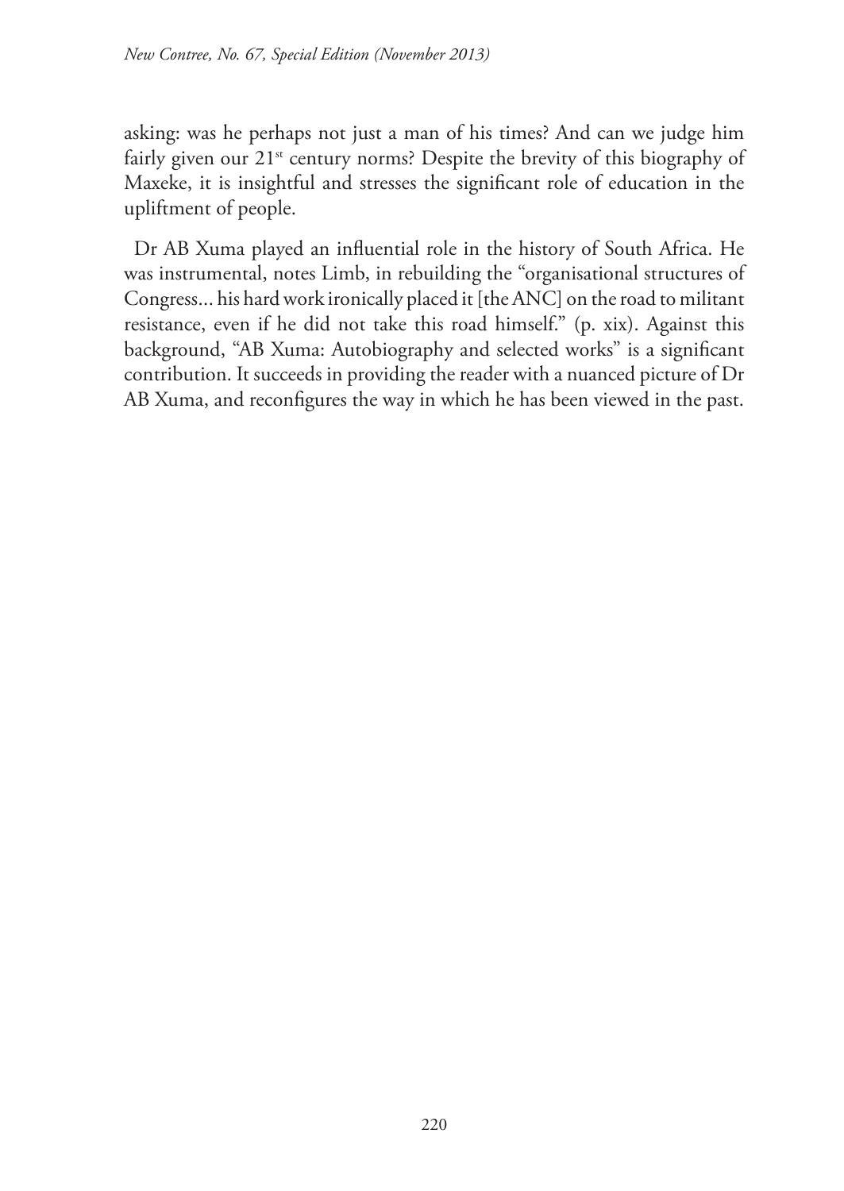asking: was he perhaps not just a man of his times? And can we judge him fairly given our 21st century norms? Despite the brevity of this biography of Maxeke, it is insightful and stresses the significant role of education in the upliftment of people.

Dr AB Xuma played an influential role in the history of South Africa. He was instrumental, notes Limb, in rebuilding the "organisational structures of Congress... his hard work ironically placed it [the ANC] on the road to militant resistance, even if he did not take this road himself." (p. xix). Against this background, "AB Xuma: Autobiography and selected works" is a significant contribution. It succeeds in providing the reader with a nuanced picture of Dr AB Xuma, and reconfigures the way in which he has been viewed in the past.